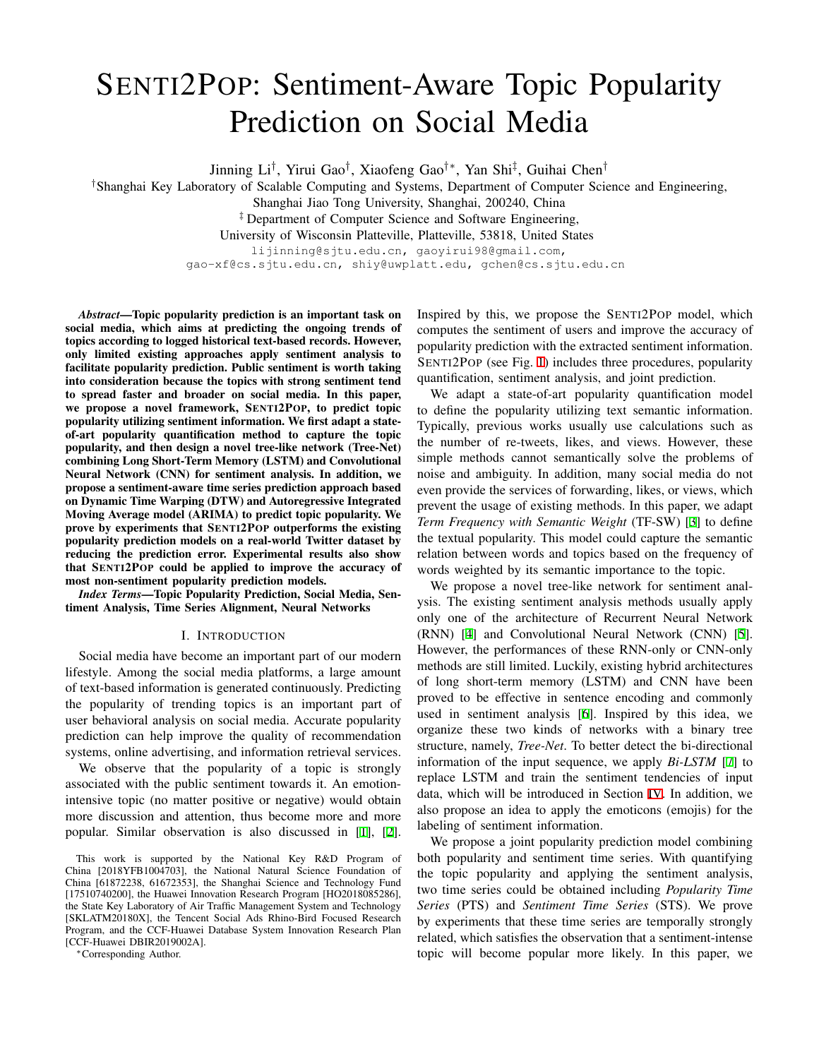# SENTI2POP: Sentiment-Aware Topic Popularity Prediction on Social Media

Jinning Li[†], Yirui Gao[†], Xiaofeng Gao[†*], Yan Shi[‡], Guihai Chen[†]

[†]Shanghai Key Laboratory of Scalable Computing and Systems, Department of Computer Science and Engineering, Shanghai Jiao Tong University, Shanghai, 200240, China

[‡] Department of Computer Science and Software Engineering, University of Wisconsin Platteville, Platteville, 53818, United States

lijinning@sjtu.edu.cn, gaoyirui98@gmail.com, gao-xf@cs.sjtu.edu.cn, shiy@uwplatt.edu, gchen@cs.sjtu.edu.cn

***Abstract*—Topic popularity prediction is an important task on social media, which aims at predicting the ongoing trends of topics according to logged historical text-based records. However, only limited existing approaches apply sentiment analysis to facilitate popularity prediction. Public sentiment is worth taking into consideration because the topics with strong sentiment tend to spread faster and broader on social media. In this paper, we propose a novel framework, SENTI2POP, to predict topic popularity utilizing sentiment information. We first adapt a state-of-art popularity quantification method to capture the topic popularity, and then design a novel tree-like network (Tree-Net) combining Long Short-Term Memory (LSTM) and Convolutional Neural Network (CNN) for sentiment analysis. In addition, we propose a sentiment-aware time series prediction approach based on Dynamic Time Warping (DTW) and Autoregressive Integrated Moving Average model (ARIMA) to predict topic popularity. We prove by experiments that SENTI2POP outperforms the existing popularity prediction models on a real-world Twitter dataset by reducing the prediction error. Experimental results also show that SENTI2POP could be applied to improve the accuracy of most non-sentiment popularity prediction models.**

***Index Terms*—Topic Popularity Prediction, Social Media, Sentiment Analysis, Time Series Alignment, Neural Networks**

## I. INTRODUCTION

Social media have become an important part of our modern lifestyle. Among the social media platforms, a large amount of text-based information is generated continuously. Predicting the popularity of trending topics is an important part of user behavioral analysis on social media. Accurate popularity prediction can help improve the quality of recommendation systems, online advertising, and information retrieval services.

We observe that the popularity of a topic is strongly associated with the public sentiment towards it. An emotion-intensive topic (no matter positive or negative) would obtain more discussion and attention, thus become more and more popular. Similar observation is also discussed in [1], [2]. Inspired by this, we propose the SENTI2POP model, which computes the sentiment of users and improve the accuracy of popularity prediction with the extracted sentiment information. SENTI2POP (see Fig. 1) includes three procedures, popularity quantification, sentiment analysis, and joint prediction.

We adapt a state-of-art popularity quantification model to define the popularity utilizing text semantic information. Typically, previous works usually use calculations such as the number of re-tweets, likes, and views. However, these simple methods cannot semantically solve the problems of noise and ambiguity. In addition, many social media do not even provide the services of forwarding, likes, or views, which prevent the usage of existing methods. In this paper, we adapt *Term Frequency with Semantic Weight* (TF-SW) [3] to define the textual popularity. This model could capture the semantic relation between words and topics based on the frequency of words weighted by its semantic importance to the topic.

We propose a novel tree-like network for sentiment analysis. The existing sentiment analysis methods usually apply only one of the architecture of Recurrent Neural Network (RNN) [4] and Convolutional Neural Network (CNN) [5]. However, the performances of these RNN-only or CNN-only methods are still limited. Luckily, existing hybrid architectures of long short-term memory (LSTM) and CNN have been proved to be effective in sentence encoding and commonly used in sentiment analysis [6]. Inspired by this idea, we organize these two kinds of networks with a binary tree structure, namely, *Tree-Net*. To better detect the bi-directional information of the input sequence, we apply *Bi-LSTM* [7] to replace LSTM and train the sentiment tendencies of input data, which will be introduced in Section IV. In addition, we also propose an idea to apply the emoticons (emojis) for the labeling of sentiment information.

We propose a joint popularity prediction model combining both popularity and sentiment time series. With quantifying the topic popularity and applying the sentiment analysis, two time series could be obtained including *Popularity Time Series* (PTS) and *Sentiment Time Series* (STS). We prove by experiments that these time series are temporally strongly related, which satisfies the observation that a sentiment-intense topic will become popular more likely. In this paper, we

This work is supported by the National Key R&D Program of China [2018YFB1004703], the National Natural Science Foundation of China [61872238, 61672353], the Shanghai Science and Technology Fund [17510740200], the Huawei Innovation Research Program [HO2018085286], the State Key Laboratory of Air Traffic Management System and Technology [SKLATM20180X], the Tencent Social Ads Rhino-Bird Focused Research Program, and the CCF-Huawei Database System Innovation Research Plan [CCF-Huawei DBIR2019002A].

*Corresponding Author.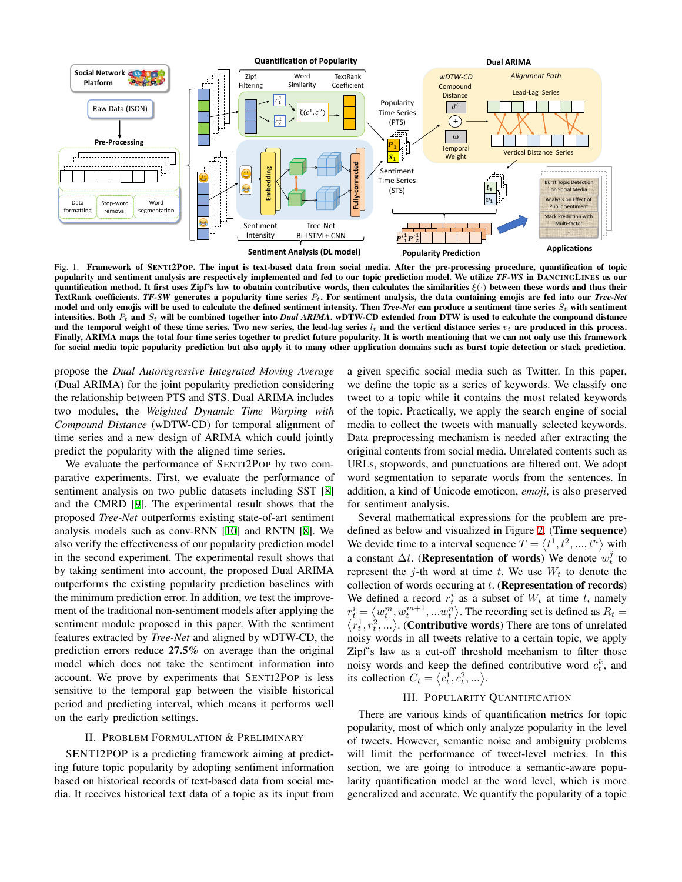**Fig. 1. Framework of SENTI2POP. The input is text-based data from social media. After the pre-processing procedure, quantification of topic popularity and sentiment analysis are respectively implemented and fed to our topic prediction model. We utilize *TF-WS* in DANCINGLINES as our quantification method. It first uses Zipf's law to obatain contributive words, then calculates the similarities $\xi(\cdot)$ between these words and thus their TextRank coefficients. *TF-SW* generates a popularity time series $P_t$. For sentiment analysis, the data containing emojis are fed into our *Tree-Net* model and only emojis will be used to calculate the defined sentiment intensity. Then *Tree-Net* can produce a sentiment time series $S_t$ with sentiment intensities. Both $P_t$ and $S_t$ will be combined together into *Dual ARIMA*. wDTW-CD extended from DTW is used to calculate the compound distance and the temporal weight of these time series. Two new series, the lead-lag series $l_t$ and the vertical distance series $v_t$ are produced in this process. Finally, ARIMA maps the total four time series together to predict future popularity. It is worth mentioning that we can not only use this framework for social media topic popularity prediction but also apply it to many other application domains such as burst topic detection or stack prediction.**

propose the *Dual Autoregressive Integrated Moving Average* (Dual ARIMA) for the joint popularity prediction considering the relationship between PTS and STS. Dual ARIMA includes two modules, the *Weighted Dynamic Time Warping with Compound Distance* (wDTW-CD) for temporal alignment of time series and a new design of ARIMA which could jointly predict the popularity with the aligned time series.

We evaluate the performance of SENTI2POP by two comparative experiments. First, we evaluate the performance of sentiment analysis on two public datasets including SST [8] and the CMRD [9]. The experimental result shows that the proposed *Tree-Net* outperforms existing state-of-art sentiment analysis models such as conv-RNN [10] and RNTN [8]. We also verify the effectiveness of our popularity prediction model in the second experiment. The experimental result shows that by taking sentiment into account, the proposed Dual ARIMA outperforms the existing popularity prediction baselines with the minimum prediction error. In addition, we test the improvement of the traditional non-sentiment models after applying the sentiment module proposed in this paper. With the sentiment features extracted by *Tree-Net* and aligned by wDTW-CD, the prediction errors reduce **27.5%** on average than the original model which does not take the sentiment information into account. We prove by experiments that SENTI2POP is less sensitive to the temporal gap between the visible historical period and predicting interval, which means it performs well on the early prediction settings.

## II. Problem Formulation & Preliminary

SENTI2POP is a predicting framework aiming at predicting future topic popularity by adopting sentiment information based on historical records of text-based data from social media. It receives historical text data of a topic as its input from a given specific social media such as Twitter. In this paper, we define the topic as a series of keywords. We classify one tweet to a topic while it contains the most related keywords of the topic. Practically, we apply the search engine of social media to collect the tweets with manually selected keywords. Data preprocessing mechanism is needed after extracting the original contents from social media. Unrelated contents such as URLs, stopwords, and punctuations are filtered out. We adopt word segmentation to separate words from the sentences. In addition, a kind of Unicode emoticon, *emoji*, is also preserved for sentiment analysis.

Several mathematical expressions for the problem are predefined as below and visualized in Figure 2. (**Time sequence**) We devide time to a interval sequence $T = \langle t^1, t^2, ..., t^n \rangle$ with a constant $\Delta t$. (**Representation of words**) We denote $w_t^j$ to represent the $j$-th word at time $t$. We use $W_t$ to denote the collection of words occuring at $t$. (**Representation of records**) We defined a record $r_t^i$ as a subset of $W_t$ at time $t$, namely $r_t^i = \langle w_t^m, w_t^{m+1}, ...w_t^n \rangle$. The recording set is defined as $R_t = \langle r_t^1, r_t^2, ... \rangle$. (**Contributive words**) There are tons of unrelated noisy words in all tweets relative to a certain topic, we apply Zipf's law as a cut-off threshold mechanism to filter those noisy words and keep the defined contributive word $c_t^k$, and its collection $C_t = \langle c_t^1, c_t^2, ... \rangle$.

## III. Popularity Quantification

There are various kinds of quantification metrics for topic popularity, most of which only analyze popularity in the level of tweets. However, semantic noise and ambiguity problems will limit the performance of tweet-level metrics. In this section, we are going to introduce a semantic-aware popularity quantification model at the word level, which is more generalized and accurate. We quantify the popularity of a topic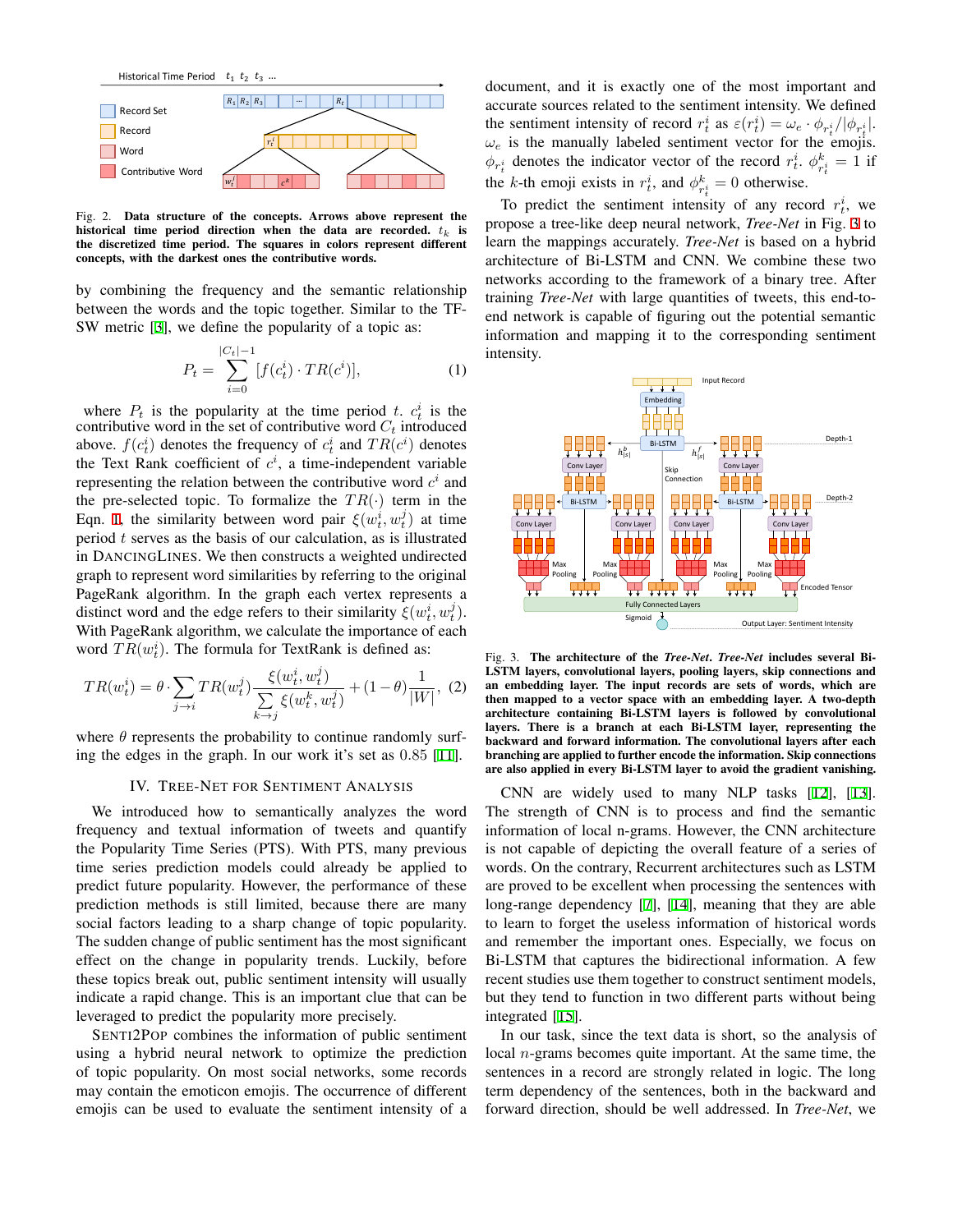Fig. 2. **Data structure of the concepts. Arrows above represent the historical time period direction when the data are recorded. $t_k$ is the discretized time period. The squares in colors represent different concepts, with the darkest ones the contributive words.**

by combining the frequency and the semantic relationship between the words and the topic together. Similar to the TF-SW metric [3], we define the popularity of a topic as:

$$P_t = \sum_{i=0}^{|C_t|-1} [f(c_t^i) \cdot TR(c^i)], \tag{1}$$

where $P_t$ is the popularity at the time period $t$. $c_t^i$ is the contributive word in the set of contributive word $C_t$ introduced above. $f(c_t^i)$ denotes the frequency of $c_t^i$ and $TR(c^i)$ denotes the Text Rank coefficient of $c^i$, a time-independent variable representing the relation between the contributive word $c^i$ and the pre-selected topic. To formalize the $TR(\cdot)$ term in the Eqn. 1, the similarity between word pair $\xi(w_t^i, w_t^j)$ at time period $t$ serves as the basis of our calculation, as is illustrated in DANCINGLINES. We then constructs a weighted undirected graph to represent word similarities by referring to the original PageRank algorithm. In the graph each vertex represents a distinct word and the edge refers to their similarity $\xi(w_t^i, w_t^j)$. With PageRank algorithm, we calculate the importance of each word $TR(w_t^i)$. The formula for TextRank is defined as:

$$TR(w_t^i) = \theta \cdot \sum_{j \to i} TR(w_t^j) \frac{\xi(w_t^i, w_t^j)}{\sum\limits_{k \to j} \xi(w_t^k, w_t^j)} + (1-\theta)\frac{1}{|W|}, \tag{2}$$

where $\theta$ represents the probability to continue randomly surfing the edges in the graph. In our work it's set as 0.85 [11].

## IV. TREE-NET FOR SENTIMENT ANALYSIS

We introduced how to semantically analyzes the word frequency and textual information of tweets and quantify the Popularity Time Series (PTS). With PTS, many previous time series prediction models could already be applied to predict future popularity. However, the performance of these prediction methods is still limited, because there are many social factors leading to a sharp change of topic popularity. The sudden change of public sentiment has the most significant effect on the change in popularity trends. Luckily, before these topics break out, public sentiment intensity will usually indicate a rapid change. This is an important clue that can be leveraged to predict the popularity more precisely.

SENTI2POP combines the information of public sentiment using a hybrid neural network to optimize the prediction of topic popularity. On most social networks, some records may contain the emoticon emojis. The occurrence of different emojis can be used to evaluate the sentiment intensity of a document, and it is exactly one of the most important and accurate sources related to the sentiment intensity. We defined the sentiment intensity of record $r_t^i$ as $\varepsilon(r_t^i) = \omega_e \cdot \phi_{r_t^i}/|\phi_{r_t^i}|$. $\omega_e$ is the manually labeled sentiment vector for the emojis. $\phi_{r_t^i}$ denotes the indicator vector of the record $r_t^i$. $\phi_{r_t^i}^k = 1$ if the $k$-th emoji exists in $r_t^i$, and $\phi_{r_t^i}^k = 0$ otherwise.

To predict the sentiment intensity of any record $r_t^i$, we propose a tree-like deep neural network, *Tree-Net* in Fig. 3 to learn the mappings accurately. *Tree-Net* is based on a hybrid architecture of Bi-LSTM and CNN. We combine these two networks according to the framework of a binary tree. After training *Tree-Net* with large quantities of tweets, this end-to-end network is capable of figuring out the potential semantic information and mapping it to the corresponding sentiment intensity.

Fig. 3. **The architecture of the *Tree-Net*. *Tree-Net* includes several Bi-LSTM layers, convolutional layers, pooling layers, skip connections and an embedding layer. The input records are sets of words, which are then mapped to a vector space with an embedding layer. A two-depth architecture containing Bi-LSTM layers is followed by convolutional layers. There is a branch at each Bi-LSTM layer, representing the backward and forward information. The convolutional layers after each branching are applied to further encode the information. Skip connections are also applied in every Bi-LSTM layer to avoid the gradient vanishing.**

CNN are widely used to many NLP tasks [12], [13]. The strength of CNN is to process and find the semantic information of local n-grams. However, the CNN architecture is not capable of depicting the overall feature of a series of words. On the contrary, Recurrent architectures such as LSTM are proved to be excellent when processing the sentences with long-range dependency [7], [14], meaning that they are able to learn to forget the useless information of historical words and remember the important ones. Especially, we focus on Bi-LSTM that captures the bidirectional information. A few recent studies use them together to construct sentiment models, but they tend to function in two different parts without being integrated [15].

In our task, since the text data is short, so the analysis of local $n$-grams becomes quite important. At the same time, the sentences in a record are strongly related in logic. The long term dependency of the sentences, both in the backward and forward direction, should be well addressed. In *Tree-Net*, we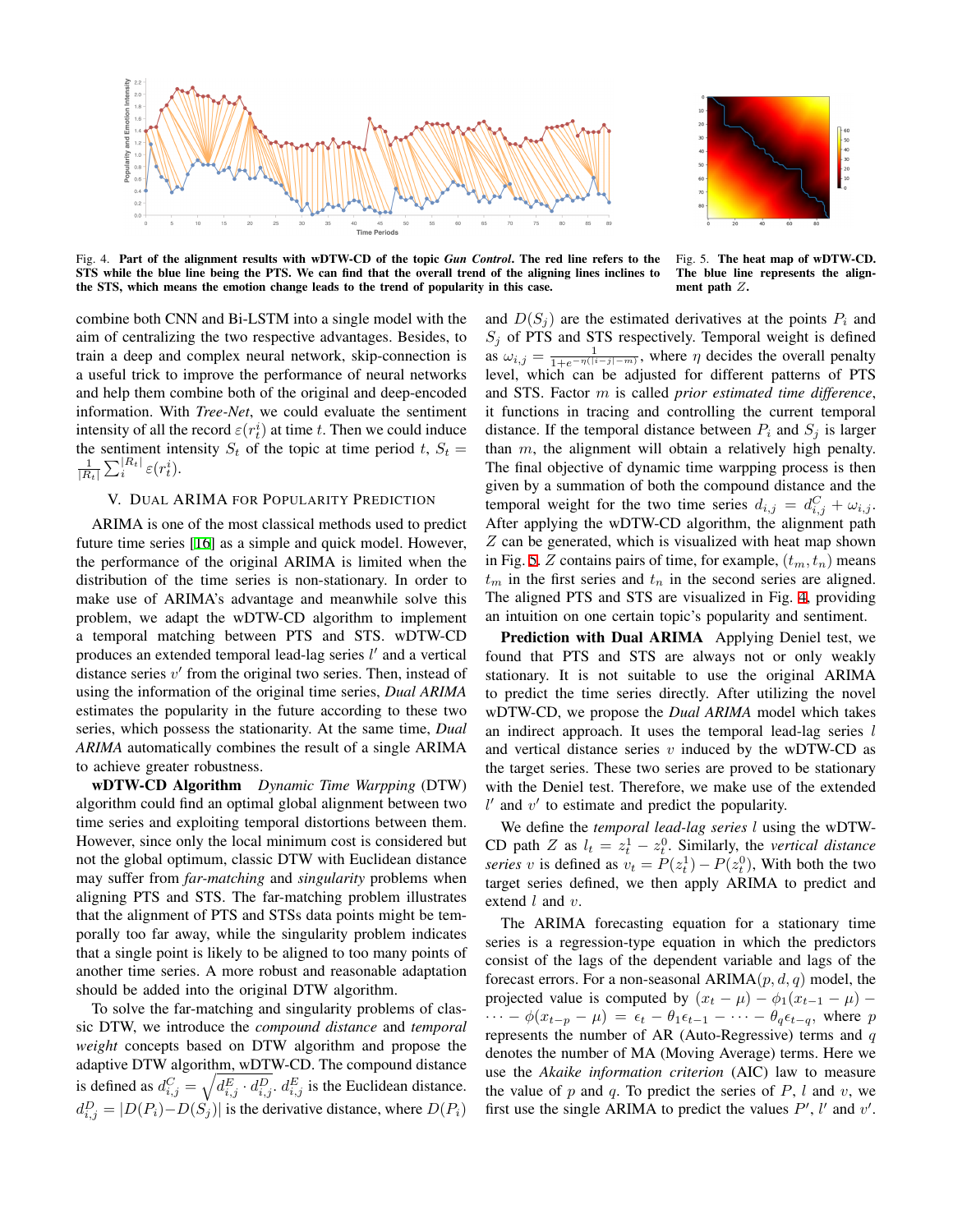Fig. 4. **Part of the alignment results with wDTW-CD of the topic *Gun Control*. The red line refers to the STS while the blue line being the PTS. We can find that the overall trend of the aligning lines inclines to the STS, which means the emotion change leads to the trend of popularity in this case.**

Fig. 5. **The heat map of wDTW-CD. The blue line represents the alignment path $Z$.**

combine both CNN and Bi-LSTM into a single model with the aim of centralizing the two respective advantages. Besides, to train a deep and complex neural network, skip-connection is a useful trick to improve the performance of neural networks and help them combine both of the original and deep-encoded information. With *Tree-Net*, we could evaluate the sentiment intensity of all the record $\varepsilon(r_t^i)$ at time $t$. Then we could induce the sentiment intensity $S_t$ of the topic at time period $t$, $S_t = \frac{1}{|R_t|}\sum_i^{|R_t|}\varepsilon(r_t^i)$.

## V. Dual ARIMA for Popularity Prediction

ARIMA is one of the most classical methods used to predict future time series [16] as a simple and quick model. However, the performance of the original ARIMA is limited when the distribution of the time series is non-stationary. In order to make use of ARIMA's advantage and meanwhile solve this problem, we adapt the wDTW-CD algorithm to implement a temporal matching between PTS and STS. wDTW-CD produces an extended temporal lead-lag series $l'$ and a vertical distance series $v'$ from the original two series. Then, instead of using the information of the original time series, *Dual ARIMA* estimates the popularity in the future according to these two series, which possess the stationarity. At the same time, *Dual ARIMA* automatically combines the result of a single ARIMA to achieve greater robustness.

**wDTW-CD Algorithm** *Dynamic Time Warpping* (DTW) algorithm could find an optimal global alignment between two time series and exploiting temporal distortions between them. However, since only the local minimum cost is considered but not the global optimum, classic DTW with Euclidean distance may suffer from *far-matching* and *singularity* problems when aligning PTS and STS. The far-matching problem illustrates that the alignment of PTS and STSs data points might be temporally too far away, while the singularity problem indicates that a single point is likely to be aligned to too many points of another time series. A more robust and reasonable adaptation should be added into the original DTW algorithm.

To solve the far-matching and singularity problems of classic DTW, we introduce the *compound distance* and *temporal weight* concepts based on DTW algorithm and propose the adaptive DTW algorithm, wDTW-CD. The compound distance is defined as $d_{i,j}^C = \sqrt{d_{i,j}^E \cdot d_{i,j}^D}$. $d_{i,j}^E$ is the Euclidean distance. $d_{i,j}^D = |D(P_i) - D(S_j)|$ is the derivative distance, where $D(P_i)$ and $D(S_j)$ are the estimated derivatives at the points $P_i$ and $S_j$ of PTS and STS respectively. Temporal weight is defined as $\omega_{i,j} = \frac{1}{1+e^{-\eta(|i-j|-m)}}$, where $\eta$ decides the overall penalty level, which can be adjusted for different patterns of PTS and STS. Factor $m$ is called *prior estimated time difference*, it functions in tracing and controlling the current temporal distance. If the temporal distance between $P_i$ and $S_j$ is larger than $m$, the alignment will obtain a relatively high penalty. The final objective of dynamic time warpping process is then given by a summation of both the compound distance and the temporal weight for the two time series $d_{i,j} = d_{i,j}^C + \omega_{i,j}$. After applying the wDTW-CD algorithm, the alignment path $Z$ can be generated, which is visualized with heat map shown in Fig. 5. $Z$ contains pairs of time, for example, $(t_m, t_n)$ means $t_m$ in the first series and $t_n$ in the second series are aligned. The aligned PTS and STS are visualized in Fig. 4, providing an intuition on one certain topic's popularity and sentiment.

**Prediction with Dual ARIMA** Applying Deniel test, we found that PTS and STS are always not or only weakly stationary. It is not suitable to use the original ARIMA to predict the time series directly. After utilizing the novel wDTW-CD, we propose the *Dual ARIMA* model which takes an indirect approach. It uses the temporal lead-lag series $l$ and vertical distance series $v$ induced by the wDTW-CD as the target series. These two series are proved to be stationary with the Deniel test. Therefore, we make use of the extended $l'$ and $v'$ to estimate and predict the popularity.

We define the *temporal lead-lag series* $l$ using the wDTW-CD path $Z$ as $l_t = z_t^1 - z_t^0$. Similarly, the *vertical distance series* $v$ is defined as $v_t = P(z_t^1) - P(z_t^0)$, With both the two target series defined, we then apply ARIMA to predict and extend $l$ and $v$.

The ARIMA forecasting equation for a stationary time series is a regression-type equation in which the predictors consist of the lags of the dependent variable and lags of the forecast errors. For a non-seasonal ARIMA$(p, d, q)$ model, the projected value is computed by $(x_t - \mu) - \phi_1(x_{t-1} - \mu) - \cdots - \phi(x_{t-p} - \mu) = \epsilon_t - \theta_1\epsilon_{t-1} - \cdots - \theta_q\epsilon_{t-q}$, where $p$ represents the number of AR (Auto-Regressive) terms and $q$ denotes the number of MA (Moving Average) terms. Here we use the *Akaike information criterion* (AIC) law to measure the value of $p$ and $q$. To predict the series of $P$, $l$ and $v$, we first use the single ARIMA to predict the values $P'$, $l'$ and $v'$.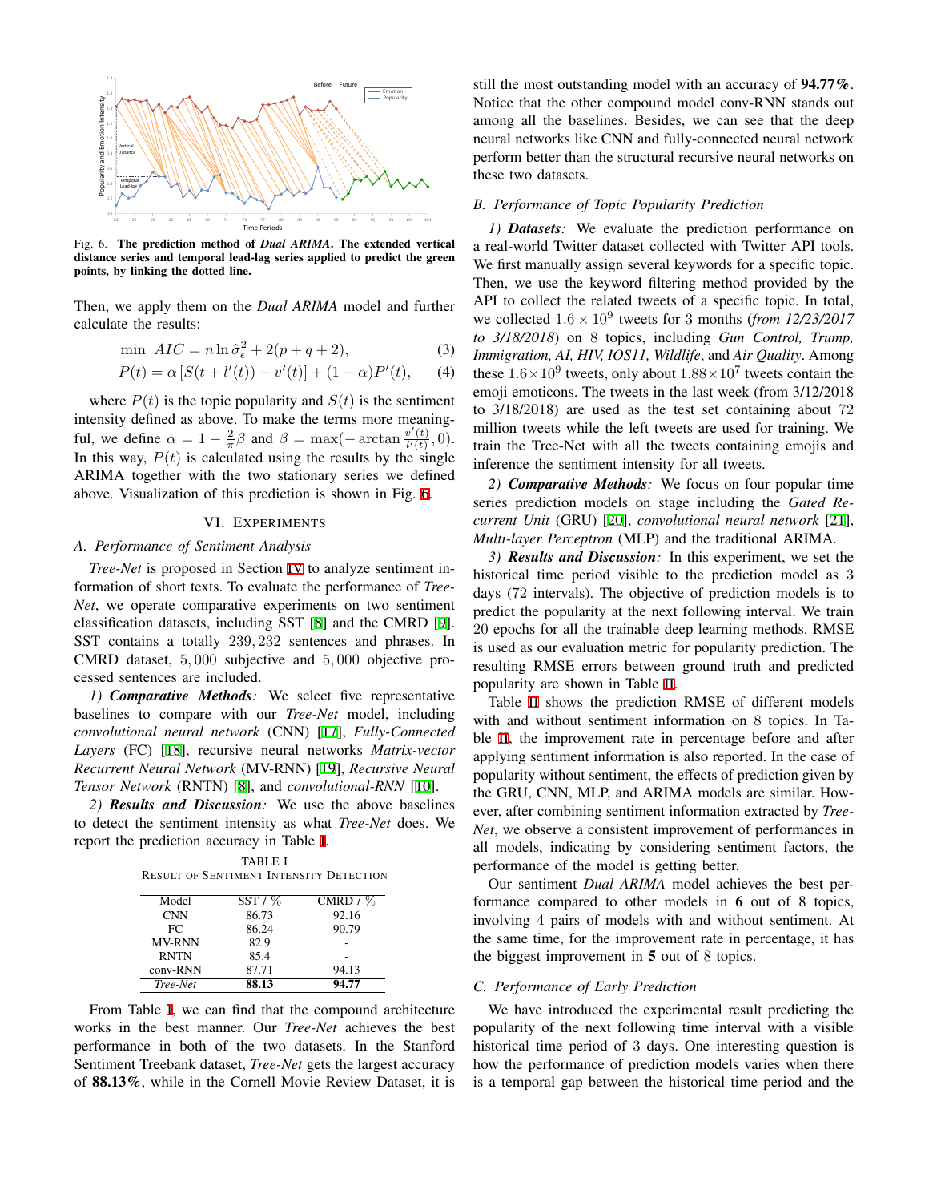Fig. 6. **The prediction method of *Dual ARIMA*. The extended vertical distance series and temporal lead-lag series applied to predict the green points, by linking the dotted line.**

Then, we apply them on the *Dual ARIMA* model and further calculate the results:

$$\min \ AIC = n \ln \hat{\sigma}_{\epsilon}^2 + 2(p + q + 2), \tag{3}$$

$$P(t) = \alpha \left[ S(t + l'(t)) - v'(t) \right] + (1 - \alpha) P'(t), \tag{4}$$

where $P(t)$ is the topic popularity and $S(t)$ is the sentiment intensity defined as above. To make the terms more meaningful, we define $\alpha = 1 - \frac{2}{\pi}\beta$ and $\beta = \max(-\arctan \frac{v'(t)}{l'(t)}, 0)$. In this way, $P(t)$ is calculated using the results by the single ARIMA together with the two stationary series we defined above. Visualization of this prediction is shown in Fig. 6.

## VI. Experiments

### A. Performance of Sentiment Analysis

*Tree-Net* is proposed in Section IV to analyze sentiment information of short texts. To evaluate the performance of *Tree-Net*, we operate comparative experiments on two sentiment classification datasets, including SST [8] and the CMRD [9]. SST contains a totally $239,232$ sentences and phrases. In CMRD dataset, $5,000$ subjective and $5,000$ objective processed sentences are included.

*1) **Comparative Methods**:* We select five representative baselines to compare with our *Tree-Net* model, including *convolutional neural network* (CNN) [17], *Fully-Connected Layers* (FC) [18], recursive neural networks *Matrix-vector Recurrent Neural Network* (MV-RNN) [19], *Recursive Neural Tensor Network* (RNTN) [8], and *convolutional-RNN* [10].

*2) **Results and Discussion**:* We use the above baselines to detect the sentiment intensity as what *Tree-Net* does. We report the prediction accuracy in Table I.

TABLE I
Result of Sentiment Intensity Detection

| Model | SST / % | CMRD / % |
|---|---|---|
| CNN | 86.73 | 92.16 |
| FC | 86.24 | 90.79 |
| MV-RNN | 82.9 | - |
| RNTN | 85.4 | - |
| conv-RNN | 87.71 | 94.13 |
| *Tree-Net* | **88.13** | **94.77** |

From Table I, we can find that the compound architecture works in the best manner. Our *Tree-Net* achieves the best performance in both of the two datasets. In the Stanford Sentiment Treebank dataset, *Tree-Net* gets the largest accuracy of **88.13%**, while in the Cornell Movie Review Dataset, it is still the most outstanding model with an accuracy of **94.77%**. Notice that the other compound model conv-RNN stands out among all the baselines. Besides, we can see that the deep neural networks like CNN and fully-connected neural network perform better than the structural recursive neural networks on these two datasets.

### B. Performance of Topic Popularity Prediction

*1) **Datasets**:* We evaluate the prediction performance on a real-world Twitter dataset collected with Twitter API tools. We first manually assign several keywords for a specific topic. Then, we use the keyword filtering method provided by the API to collect the related tweets of a specific topic. In total, we collected $1.6 \times 10^9$ tweets for 3 months (*from 12/23/2017 to 3/18/2018*) on 8 topics, including *Gun Control, Trump, Immigration, AI, HIV, IOS11, Wildlife*, and *Air Quality*. Among these $1.6 \times 10^9$ tweets, only about $1.88 \times 10^7$ tweets contain the emoji emoticons. The tweets in the last week (from 3/12/2018 to 3/18/2018) are used as the test set containing about 72 million tweets while the left tweets are used for training. We train the Tree-Net with all the tweets containing emojis and inference the sentiment intensity for all tweets.

*2) **Comparative Methods**:* We focus on four popular time series prediction models on stage including the *Gated Recurrent Unit* (GRU) [20], *convolutional neural network* [21], *Multi-layer Perceptron* (MLP) and the traditional ARIMA.

*3) **Results and Discussion**:* In this experiment, we set the historical time period visible to the prediction model as 3 days (72 intervals). The objective of prediction models is to predict the popularity at the next following interval. We train 20 epochs for all the trainable deep learning methods. RMSE is used as our evaluation metric for popularity prediction. The resulting RMSE errors between ground truth and predicted popularity are shown in Table II.

Table II shows the prediction RMSE of different models with and without sentiment information on 8 topics. In Table II, the improvement rate in percentage before and after applying sentiment information is also reported. In the case of popularity without sentiment, the effects of prediction given by the GRU, CNN, MLP, and ARIMA models are similar. However, after combining sentiment information extracted by *Tree-Net*, we observe a consistent improvement of performances in all models, indicating by considering sentiment factors, the performance of the model is getting better.

Our sentiment *Dual ARIMA* model achieves the best performance compared to other models in **6** out of 8 topics, involving 4 pairs of models with and without sentiment. At the same time, for the improvement rate in percentage, it has the biggest improvement in **5** out of 8 topics.

### C. Performance of Early Prediction

We have introduced the experimental result predicting the popularity of the next following time interval with a visible historical time period of 3 days. One interesting question is how the performance of prediction models varies when there is a temporal gap between the historical time period and the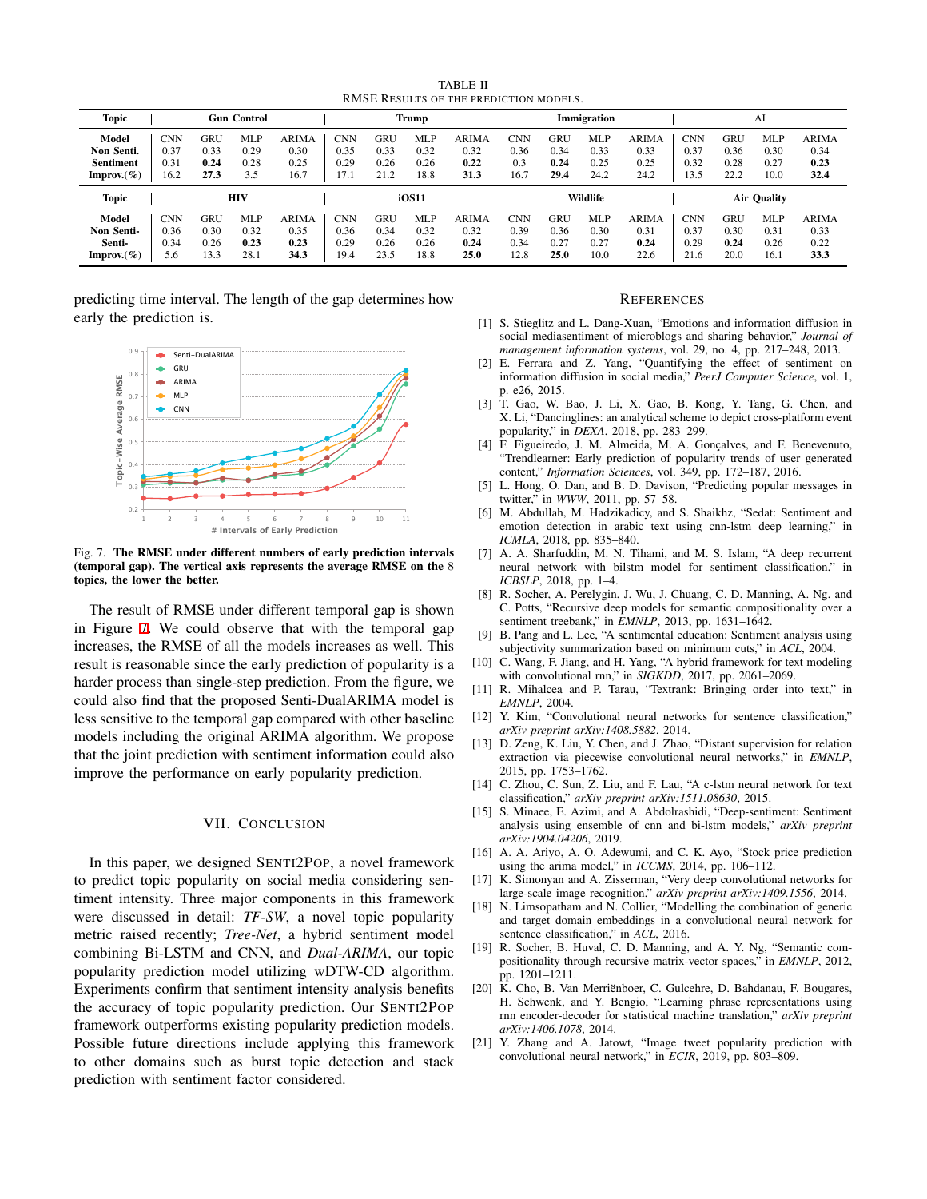TABLE II
RMSE Results of the prediction models.

| Topic | Gun Control | | | | Trump | | | | Immigration | | | | AI | | | |
|---|---|---|---|---|---|---|---|---|---|---|---|---|---|---|---|---|
| **Model** | CNN | GRU | MLP | ARIMA | CNN | GRU | MLP | ARIMA | CNN | GRU | MLP | ARIMA | CNN | GRU | MLP | ARIMA |
| **Non Senti.** | 0.37 | 0.33 | 0.29 | 0.30 | 0.35 | 0.33 | 0.32 | 0.32 | 0.36 | 0.34 | 0.33 | 0.33 | 0.37 | 0.36 | 0.30 | 0.34 |
| **Sentiment** | 0.31 | **0.24** | 0.28 | 0.25 | 0.29 | 0.26 | 0.26 | **0.22** | 0.3 | **0.24** | 0.25 | 0.25 | 0.32 | 0.28 | 0.27 | **0.23** |
| **Improv.(%)** | 16.2 | **27.3** | 3.5 | 16.7 | 17.1 | 21.2 | 18.8 | **31.3** | 16.7 | **29.4** | 24.2 | 24.2 | 13.5 | 22.2 | 10.0 | **32.4** |
| **Topic** | HIV | | | | iOS11 | | | | Wildlife | | | | Air Quality | | | |
| **Model** | CNN | GRU | MLP | ARIMA | CNN | GRU | MLP | ARIMA | CNN | GRU | MLP | ARIMA | CNN | GRU | MLP | ARIMA |
| **Non Senti-** | 0.36 | 0.30 | 0.32 | 0.35 | 0.36 | 0.34 | 0.32 | 0.32 | 0.39 | 0.36 | 0.30 | 0.31 | 0.37 | 0.30 | 0.31 | 0.33 |
| **Senti-** | 0.34 | 0.26 | **0.23** | **0.23** | 0.29 | 0.26 | 0.26 | **0.24** | 0.34 | 0.27 | 0.27 | **0.24** | 0.29 | **0.24** | 0.26 | 0.22 |
| **Improv.(%)** | 5.6 | 13.3 | 28.1 | **34.3** | 19.4 | 23.5 | 18.8 | **25.0** | 12.8 | **25.0** | 10.0 | 22.6 | 21.6 | 20.0 | 16.1 | **33.3** |

predicting time interval. The length of the gap determines how early the prediction is.

Senti-DualARIMA
GRU
ARIMA
MLP
CNN
Topic-Wise Average RMSE
# Intervals of Early Prediction

Fig. 7. **The RMSE under different numbers of early prediction intervals (temporal gap). The vertical axis represents the average RMSE on the** 8 **topics, the lower the better.**

The result of RMSE under different temporal gap is shown in Figure 7. We could observe that with the temporal gap increases, the RMSE of all the models increases as well. This result is reasonable since the early prediction of popularity is a harder process than single-step prediction. From the figure, we could also find that the proposed Senti-DualARIMA model is less sensitive to the temporal gap compared with other baseline models including the original ARIMA algorithm. We propose that the joint prediction with sentiment information could also improve the performance on early popularity prediction.

## VII. Conclusion

In this paper, we designed Senti2Pop, a novel framework to predict topic popularity on social media considering sentiment intensity. Three major components in this framework were discussed in detail: *TF-SW*, a novel topic popularity metric raised recently; *Tree-Net*, a hybrid sentiment model combining Bi-LSTM and CNN, and *Dual-ARIMA*, our topic popularity prediction model utilizing wDTW-CD algorithm. Experiments confirm that sentiment intensity analysis benefits the accuracy of topic popularity prediction. Our Senti2Pop framework outperforms existing popularity prediction models. Possible future directions include applying this framework to other domains such as burst topic detection and stack prediction with sentiment factor considered.

## References

[1] S. Stieglitz and L. Dang-Xuan, "Emotions and information diffusion in social mediasentiment of microblogs and sharing behavior," *Journal of management information systems*, vol. 29, no. 4, pp. 217–248, 2013.

[2] E. Ferrara and Z. Yang, "Quantifying the effect of sentiment on information diffusion in social media," *PeerJ Computer Science*, vol. 1, p. e26, 2015.

[3] T. Gao, W. Bao, J. Li, X. Gao, B. Kong, Y. Tang, G. Chen, and X. Li, "Dancinglines: an analytical scheme to depict cross-platform event popularity," in *DEXA*, 2018, pp. 283–299.

[4] F. Figueiredo, J. M. Almeida, M. A. Gonçalves, and F. Benevenuto, "Trendlearner: Early prediction of popularity trends of user generated content," *Information Sciences*, vol. 349, pp. 172–187, 2016.

[5] L. Hong, O. Dan, and B. D. Davison, "Predicting popular messages in twitter," in *WWW*, 2011, pp. 57–58.

[6] M. Abdullah, M. Hadzikadicy, and S. Shaikhz, "Sedat: Sentiment and emotion detection in arabic text using cnn-lstm deep learning," in *ICMLA*, 2018, pp. 835–840.

[7] A. A. Sharfuddin, M. N. Tihami, and M. S. Islam, "A deep recurrent neural network with bilstm model for sentiment classification," in *ICBSLP*, 2018, pp. 1–4.

[8] R. Socher, A. Perelygin, J. Wu, J. Chuang, C. D. Manning, A. Ng, and C. Potts, "Recursive deep models for semantic compositionality over a sentiment treebank," in *EMNLP*, 2013, pp. 1631–1642.

[9] B. Pang and L. Lee, "A sentimental education: Sentiment analysis using subjectivity summarization based on minimum cuts," in *ACL*, 2004.

[10] C. Wang, F. Jiang, and H. Yang, "A hybrid framework for text modeling with convolutional rnn," in *SIGKDD*, 2017, pp. 2061–2069.

[11] R. Mihalcea and P. Tarau, "Textrank: Bringing order into text," in *EMNLP*, 2004.

[12] Y. Kim, "Convolutional neural networks for sentence classification," *arXiv preprint arXiv:1408.5882*, 2014.

[13] D. Zeng, K. Liu, Y. Chen, and J. Zhao, "Distant supervision for relation extraction via piecewise convolutional neural networks," in *EMNLP*, 2015, pp. 1753–1762.

[14] C. Zhou, C. Sun, Z. Liu, and F. Lau, "A c-lstm neural network for text classification," *arXiv preprint arXiv:1511.08630*, 2015.

[15] S. Minaee, E. Azimi, and A. Abdolrashidi, "Deep-sentiment: Sentiment analysis using ensemble of cnn and bi-lstm models," *arXiv preprint arXiv:1904.04206*, 2019.

[16] A. A. Ariyo, A. O. Adewumi, and C. K. Ayo, "Stock price prediction using the arima model," in *ICCMS*, 2014, pp. 106–112.

[17] K. Simonyan and A. Zisserman, "Very deep convolutional networks for large-scale image recognition," *arXiv preprint arXiv:1409.1556*, 2014.

[18] N. Limsopatham and N. Collier, "Modelling the combination of generic and target domain embeddings in a convolutional neural network for sentence classification," in *ACL*, 2016.

[19] R. Socher, B. Huval, C. D. Manning, and A. Y. Ng, "Semantic compositionality through recursive matrix-vector spaces," in *EMNLP*, 2012, pp. 1201–1211.

[20] K. Cho, B. Van Merriënboer, C. Gulcehre, D. Bahdanau, F. Bougares, H. Schwenk, and Y. Bengio, "Learning phrase representations using rnn encoder-decoder for statistical machine translation," *arXiv preprint arXiv:1406.1078*, 2014.

[21] Y. Zhang and A. Jatowt, "Image tweet popularity prediction with convolutional neural network," in *ECIR*, 2019, pp. 803–809.